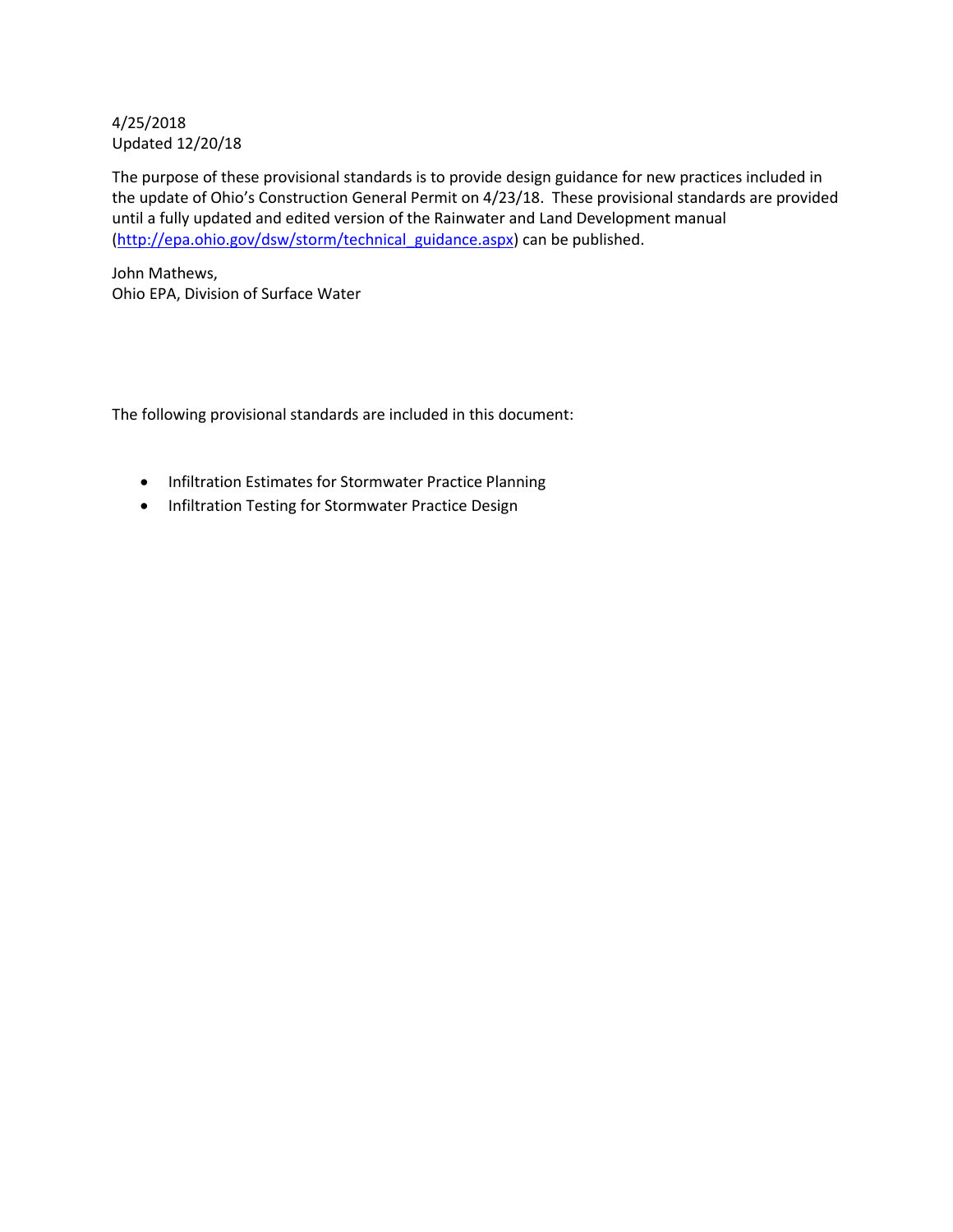4/25/2018
Updated 12/20/18

The purpose of these provisional standards is to provide design guidance for new practices included in the update of Ohio's Construction General Permit on 4/23/18. These provisional standards are provided until a fully updated and edited version of the Rainwater and Land Development manual ([http://epa.ohio.gov/dsw/storm/technical_guidance.aspx](http://epa.ohio.gov/dsw/storm/technical_guidance.aspx)) can be published.

John Mathews,
Ohio EPA, Division of Surface Water

The following provisional standards are included in this document:

- Infiltration Estimates for Stormwater Practice Planning
- Infiltration Testing for Stormwater Practice Design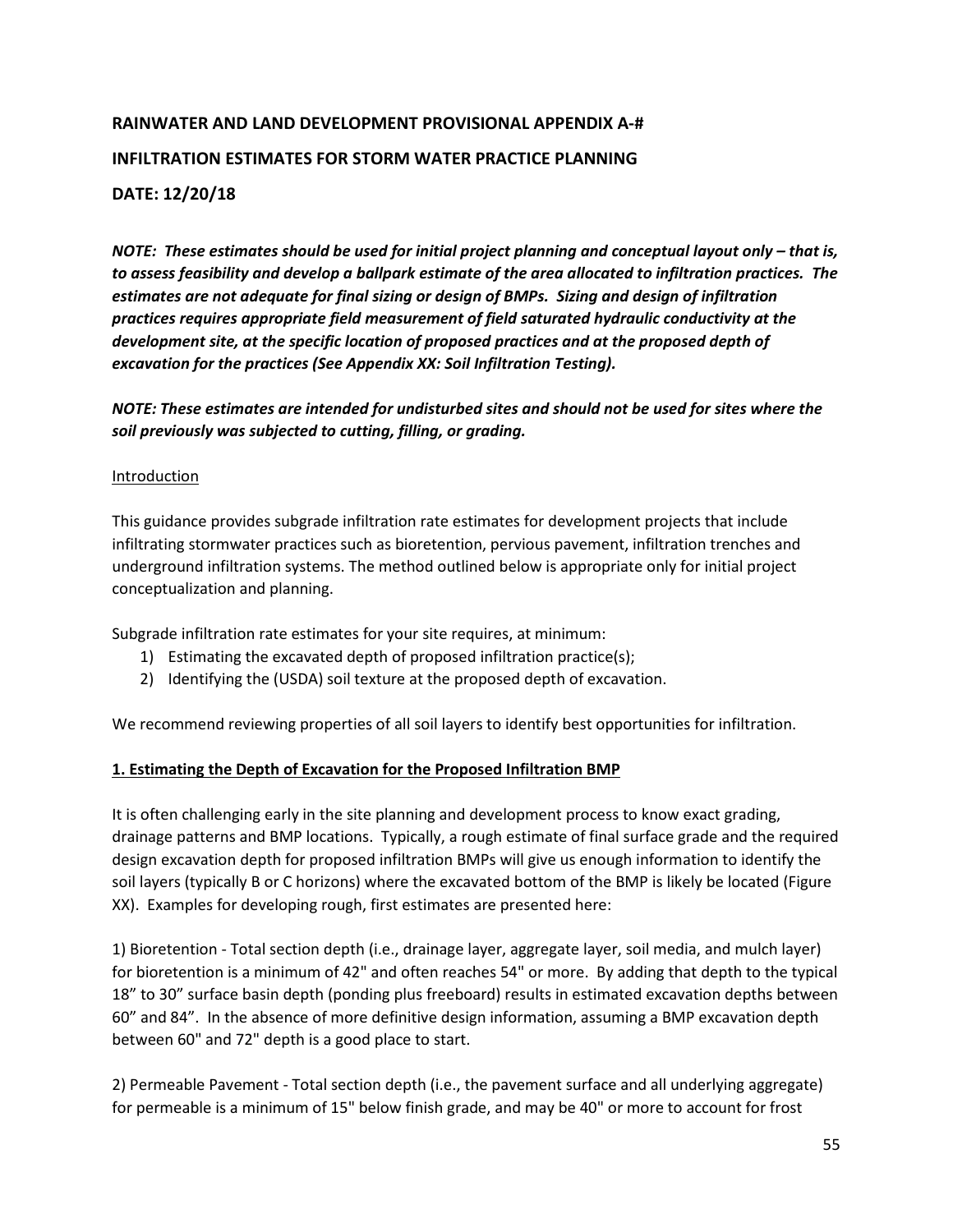**RAINWATER AND LAND DEVELOPMENT PROVISIONAL APPENDIX A-#**

**INFILTRATION ESTIMATES FOR STORM WATER PRACTICE PLANNING**

**DATE: 12/20/18**

***NOTE: These estimates should be used for initial project planning and conceptual layout only – that is, to assess feasibility and develop a ballpark estimate of the area allocated to infiltration practices. The estimates are not adequate for final sizing or design of BMPs. Sizing and design of infiltration practices requires appropriate field measurement of field saturated hydraulic conductivity at the development site, at the specific location of proposed practices and at the proposed depth of excavation for the practices (See Appendix XX: Soil Infiltration Testing).***

***NOTE: These estimates are intended for undisturbed sites and should not be used for sites where the soil previously was subjected to cutting, filling, or grading.***

Introduction

This guidance provides subgrade infiltration rate estimates for development projects that include infiltrating stormwater practices such as bioretention, pervious pavement, infiltration trenches and underground infiltration systems. The method outlined below is appropriate only for initial project conceptualization and planning.

Subgrade infiltration rate estimates for your site requires, at minimum:

1) Estimating the excavated depth of proposed infiltration practice(s);
2) Identifying the (USDA) soil texture at the proposed depth of excavation.

We recommend reviewing properties of all soil layers to identify best opportunities for infiltration.

**1. Estimating the Depth of Excavation for the Proposed Infiltration BMP**

It is often challenging early in the site planning and development process to know exact grading, drainage patterns and BMP locations. Typically, a rough estimate of final surface grade and the required design excavation depth for proposed infiltration BMPs will give us enough information to identify the soil layers (typically B or C horizons) where the excavated bottom of the BMP is likely be located (Figure XX). Examples for developing rough, first estimates are presented here:

1) Bioretention - Total section depth (i.e., drainage layer, aggregate layer, soil media, and mulch layer) for bioretention is a minimum of 42" and often reaches 54" or more. By adding that depth to the typical 18" to 30" surface basin depth (ponding plus freeboard) results in estimated excavation depths between 60" and 84". In the absence of more definitive design information, assuming a BMP excavation depth between 60" and 72" depth is a good place to start.

2) Permeable Pavement - Total section depth (i.e., the pavement surface and all underlying aggregate) for permeable is a minimum of 15" below finish grade, and may be 40" or more to account for frost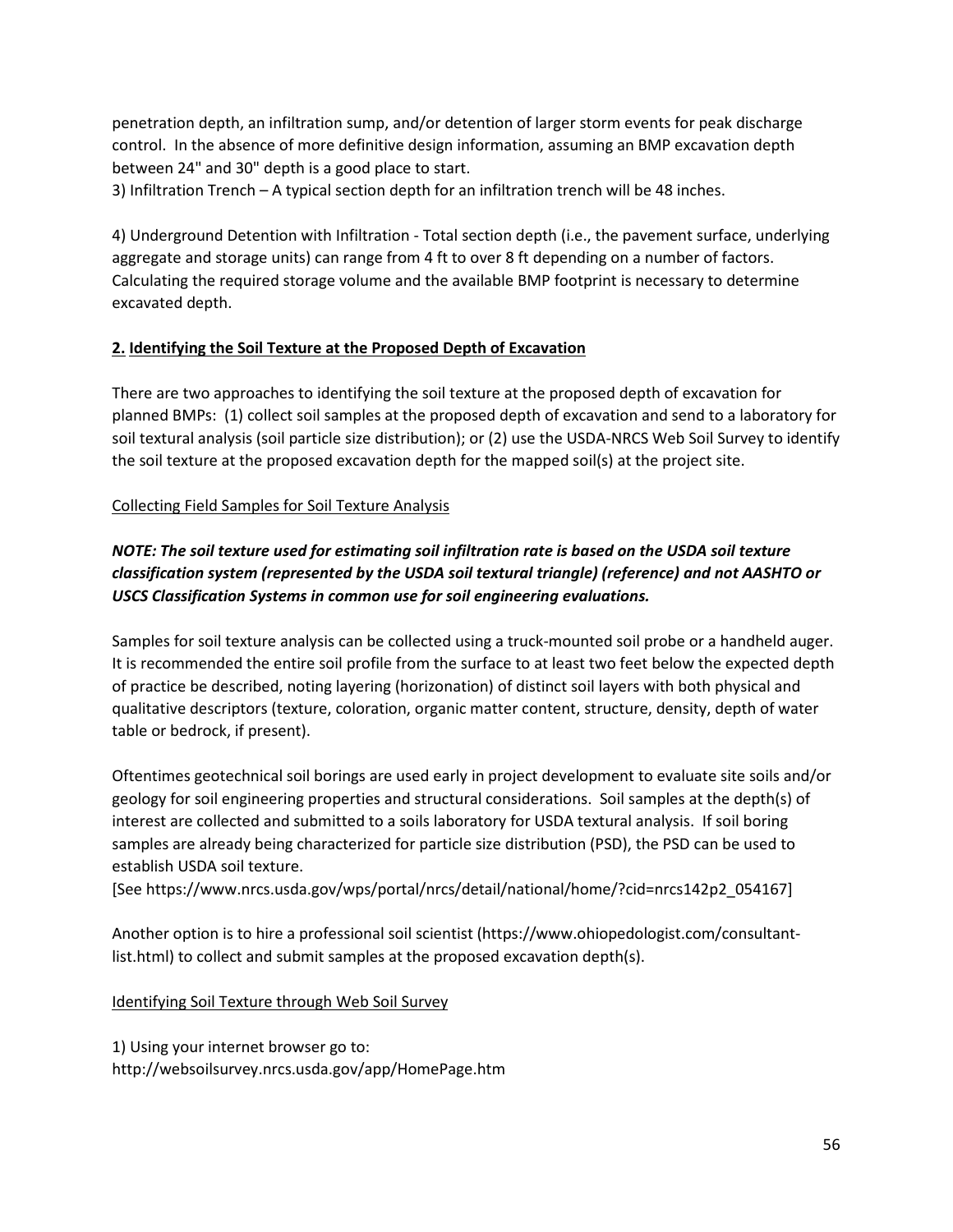penetration depth, an infiltration sump, and/or detention of larger storm events for peak discharge control. In the absence of more definitive design information, assuming an BMP excavation depth between 24" and 30" depth is a good place to start.

3) Infiltration Trench – A typical section depth for an infiltration trench will be 48 inches.

4) Underground Detention with Infiltration - Total section depth (i.e., the pavement surface, underlying aggregate and storage units) can range from 4 ft to over 8 ft depending on a number of factors. Calculating the required storage volume and the available BMP footprint is necessary to determine excavated depth.

## 2. Identifying the Soil Texture at the Proposed Depth of Excavation

There are two approaches to identifying the soil texture at the proposed depth of excavation for planned BMPs: (1) collect soil samples at the proposed depth of excavation and send to a laboratory for soil textural analysis (soil particle size distribution); or (2) use the USDA-NRCS Web Soil Survey to identify the soil texture at the proposed excavation depth for the mapped soil(s) at the project site.

### Collecting Field Samples for Soil Texture Analysis

***NOTE: The soil texture used for estimating soil infiltration rate is based on the USDA soil texture classification system (represented by the USDA soil textural triangle) (reference) and not AASHTO or USCS Classification Systems in common use for soil engineering evaluations.***

Samples for soil texture analysis can be collected using a truck-mounted soil probe or a handheld auger. It is recommended the entire soil profile from the surface to at least two feet below the expected depth of practice be described, noting layering (horizonation) of distinct soil layers with both physical and qualitative descriptors (texture, coloration, organic matter content, structure, density, depth of water table or bedrock, if present).

Oftentimes geotechnical soil borings are used early in project development to evaluate site soils and/or geology for soil engineering properties and structural considerations. Soil samples at the depth(s) of interest are collected and submitted to a soils laboratory for USDA textural analysis. If soil boring samples are already being characterized for particle size distribution (PSD), the PSD can be used to establish USDA soil texture.
[See https://www.nrcs.usda.gov/wps/portal/nrcs/detail/national/home/?cid=nrcs142p2_054167]

Another option is to hire a professional soil scientist (https://www.ohiopedologist.com/consultant-list.html) to collect and submit samples at the proposed excavation depth(s).

### Identifying Soil Texture through Web Soil Survey

1) Using your internet browser go to:
http://websoilsurvey.nrcs.usda.gov/app/HomePage.htm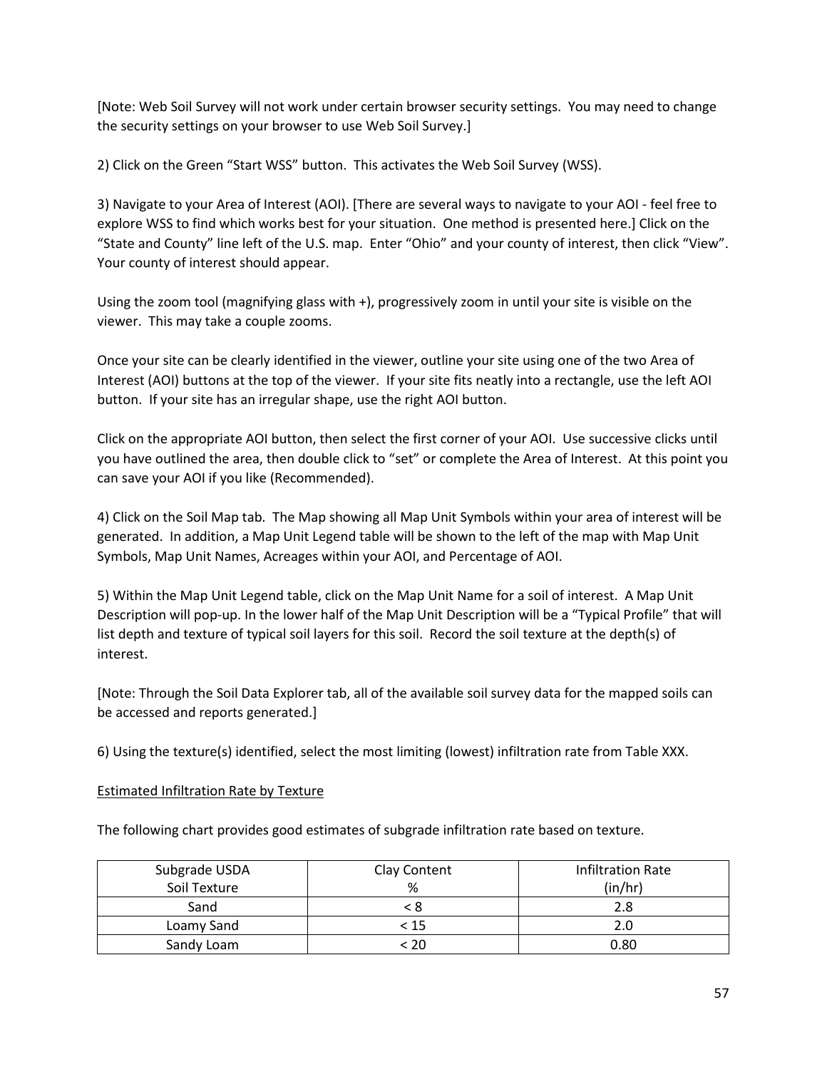[Note: Web Soil Survey will not work under certain browser security settings. You may need to change the security settings on your browser to use Web Soil Survey.]

2) Click on the Green “Start WSS” button. This activates the Web Soil Survey (WSS).

3) Navigate to your Area of Interest (AOI). [There are several ways to navigate to your AOI - feel free to explore WSS to find which works best for your situation. One method is presented here.] Click on the “State and County” line left of the U.S. map. Enter “Ohio” and your county of interest, then click “View”. Your county of interest should appear.

Using the zoom tool (magnifying glass with +), progressively zoom in until your site is visible on the viewer. This may take a couple zooms.

Once your site can be clearly identified in the viewer, outline your site using one of the two Area of Interest (AOI) buttons at the top of the viewer. If your site fits neatly into a rectangle, use the left AOI button. If your site has an irregular shape, use the right AOI button.

Click on the appropriate AOI button, then select the first corner of your AOI. Use successive clicks until you have outlined the area, then double click to “set” or complete the Area of Interest. At this point you can save your AOI if you like (Recommended).

4) Click on the Soil Map tab. The Map showing all Map Unit Symbols within your area of interest will be generated. In addition, a Map Unit Legend table will be shown to the left of the map with Map Unit Symbols, Map Unit Names, Acreages within your AOI, and Percentage of AOI.

5) Within the Map Unit Legend table, click on the Map Unit Name for a soil of interest. A Map Unit Description will pop-up. In the lower half of the Map Unit Description will be a “Typical Profile” that will list depth and texture of typical soil layers for this soil. Record the soil texture at the depth(s) of interest.

[Note: Through the Soil Data Explorer tab, all of the available soil survey data for the mapped soils can be accessed and reports generated.]

6) Using the texture(s) identified, select the most limiting (lowest) infiltration rate from Table XXX.

<u>Estimated Infiltration Rate by Texture</u>

The following chart provides good estimates of subgrade infiltration rate based on texture.

| Subgrade USDA Soil Texture | Clay Content % | Infiltration Rate (in/hr) |
| --- | --- | --- |
| Sand | < 8 | 2.8 |
| Loamy Sand | < 15 | 2.0 |
| Sandy Loam | < 20 | 0.80 |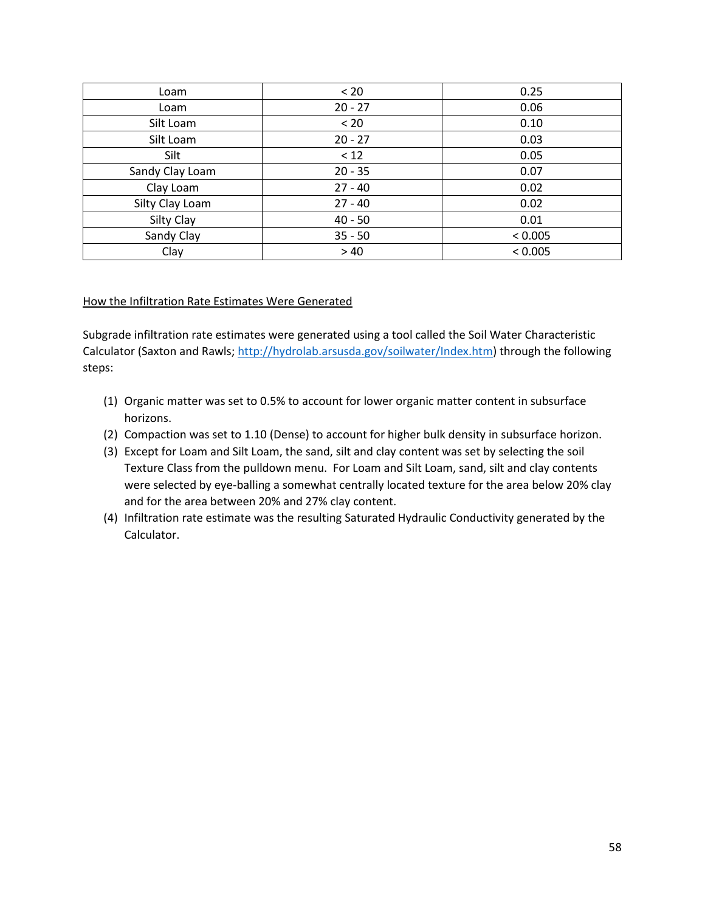| Loam | < 20 | 0.25 |
|---|---|---|
| Loam | 20 - 27 | 0.06 |
| Silt Loam | < 20 | 0.10 |
| Silt Loam | 20 - 27 | 0.03 |
| Silt | < 12 | 0.05 |
| Sandy Clay Loam | 20 - 35 | 0.07 |
| Clay Loam | 27 - 40 | 0.02 |
| Silty Clay Loam | 27 - 40 | 0.02 |
| Silty Clay | 40 - 50 | 0.01 |
| Sandy Clay | 35 - 50 | < 0.005 |
| Clay | > 40 | < 0.005 |

<u>How the Infiltration Rate Estimates Were Generated</u>

Subgrade infiltration rate estimates were generated using a tool called the Soil Water Characteristic Calculator (Saxton and Rawls; http://hydrolab.arsusda.gov/soilwater/Index.htm) through the following steps:

1. Organic matter was set to 0.5% to account for lower organic matter content in subsurface horizons.
2. Compaction was set to 1.10 (Dense) to account for higher bulk density in subsurface horizon.
3. Except for Loam and Silt Loam, the sand, silt and clay content was set by selecting the soil Texture Class from the pulldown menu. For Loam and Silt Loam, sand, silt and clay contents were selected by eye-balling a somewhat centrally located texture for the area below 20% clay and for the area between 20% and 27% clay content.
4. Infiltration rate estimate was the resulting Saturated Hydraulic Conductivity generated by the Calculator.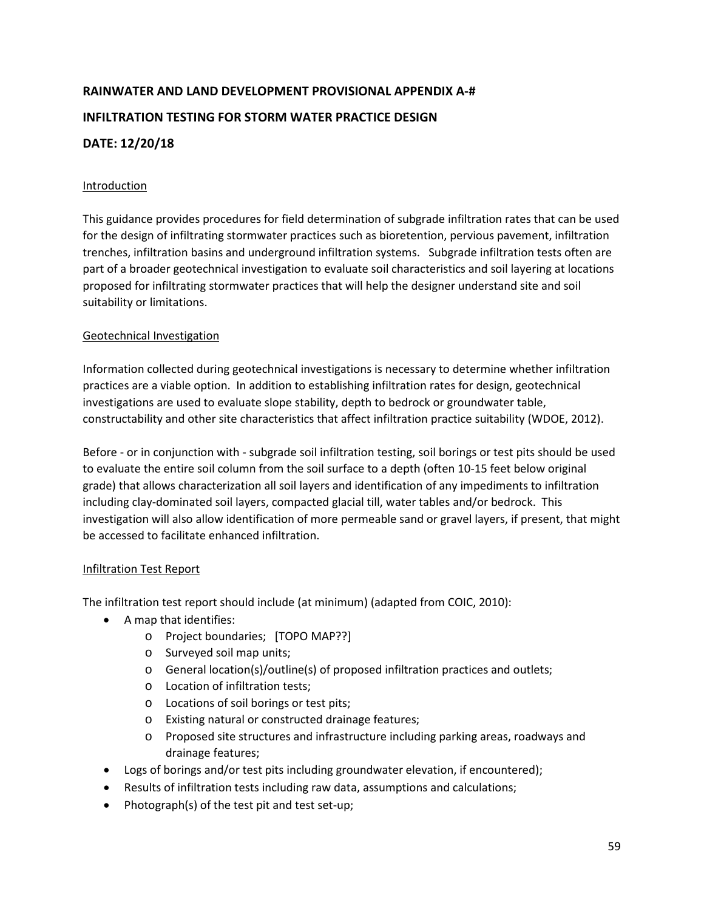**RAINWATER AND LAND DEVELOPMENT PROVISIONAL APPENDIX A-#**

**INFILTRATION TESTING FOR STORM WATER PRACTICE DESIGN**

**DATE: 12/20/18**

## Introduction

This guidance provides procedures for field determination of subgrade infiltration rates that can be used for the design of infiltrating stormwater practices such as bioretention, pervious pavement, infiltration trenches, infiltration basins and underground infiltration systems. Subgrade infiltration tests often are part of a broader geotechnical investigation to evaluate soil characteristics and soil layering at locations proposed for infiltrating stormwater practices that will help the designer understand site and soil suitability or limitations.

## Geotechnical Investigation

Information collected during geotechnical investigations is necessary to determine whether infiltration practices are a viable option. In addition to establishing infiltration rates for design, geotechnical investigations are used to evaluate slope stability, depth to bedrock or groundwater table, constructability and other site characteristics that affect infiltration practice suitability (WDOE, 2012).

Before - or in conjunction with - subgrade soil infiltration testing, soil borings or test pits should be used to evaluate the entire soil column from the soil surface to a depth (often 10-15 feet below original grade) that allows characterization all soil layers and identification of any impediments to infiltration including clay-dominated soil layers, compacted glacial till, water tables and/or bedrock. This investigation will also allow identification of more permeable sand or gravel layers, if present, that might be accessed to facilitate enhanced infiltration.

## Infiltration Test Report

The infiltration test report should include (at minimum) (adapted from COIC, 2010):

- A map that identifies:
    - Project boundaries; [TOPO MAP??]
    - Surveyed soil map units;
    - General location(s)/outline(s) of proposed infiltration practices and outlets;
    - Location of infiltration tests;
    - Locations of soil borings or test pits;
    - Existing natural or constructed drainage features;
    - Proposed site structures and infrastructure including parking areas, roadways and drainage features;
- Logs of borings and/or test pits including groundwater elevation, if encountered);
- Results of infiltration tests including raw data, assumptions and calculations;
- Photograph(s) of the test pit and test set-up;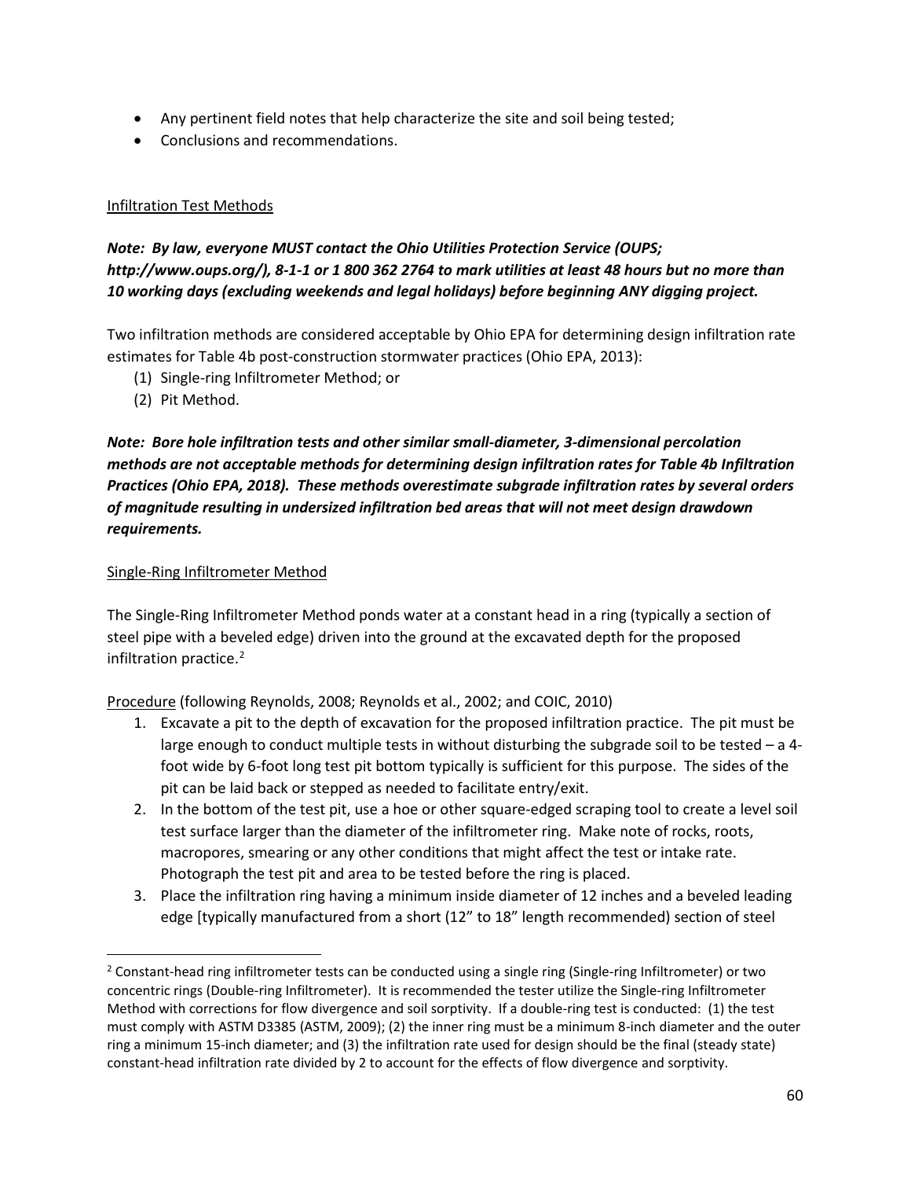- Any pertinent field notes that help characterize the site and soil being tested;
- Conclusions and recommendations.

Infiltration Test Methods

***Note: By law, everyone MUST contact the Ohio Utilities Protection Service (OUPS; http://www.oups.org/), 8-1-1 or 1 800 362 2764 to mark utilities at least 48 hours but no more than 10 working days (excluding weekends and legal holidays) before beginning ANY digging project.***

Two infiltration methods are considered acceptable by Ohio EPA for determining design infiltration rate estimates for Table 4b post-construction stormwater practices (Ohio EPA, 2013):

(1) Single-ring Infiltrometer Method; or
(2) Pit Method.

***Note: Bore hole infiltration tests and other similar small-diameter, 3-dimensional percolation methods are not acceptable methods for determining design infiltration rates for Table 4b Infiltration Practices (Ohio EPA, 2018). These methods overestimate subgrade infiltration rates by several orders of magnitude resulting in undersized infiltration bed areas that will not meet design drawdown requirements.***

Single-Ring Infiltrometer Method

The Single-Ring Infiltrometer Method ponds water at a constant head in a ring (typically a section of steel pipe with a beveled edge) driven into the ground at the excavated depth for the proposed infiltration practice.[2]

Procedure (following Reynolds, 2008; Reynolds et al., 2002; and COIC, 2010)

1. Excavate a pit to the depth of excavation for the proposed infiltration practice. The pit must be large enough to conduct multiple tests in without disturbing the subgrade soil to be tested – a 4-foot wide by 6-foot long test pit bottom typically is sufficient for this purpose. The sides of the pit can be laid back or stepped as needed to facilitate entry/exit.
2. In the bottom of the test pit, use a hoe or other square-edged scraping tool to create a level soil test surface larger than the diameter of the infiltrometer ring. Make note of rocks, roots, macropores, smearing or any other conditions that might affect the test or intake rate. Photograph the test pit and area to be tested before the ring is placed.
3. Place the infiltration ring having a minimum inside diameter of 12 inches and a beveled leading edge [typically manufactured from a short (12" to 18" length recommended) section of steel

[2] Constant-head ring infiltrometer tests can be conducted using a single ring (Single-ring Infiltrometer) or two concentric rings (Double-ring Infiltrometer). It is recommended the tester utilize the Single-ring Infiltrometer Method with corrections for flow divergence and soil sorptivity. If a double-ring test is conducted: (1) the test must comply with ASTM D3385 (ASTM, 2009); (2) the inner ring must be a minimum 8-inch diameter and the outer ring a minimum 15-inch diameter; and (3) the infiltration rate used for design should be the final (steady state) constant-head infiltration rate divided by 2 to account for the effects of flow divergence and sorptivity.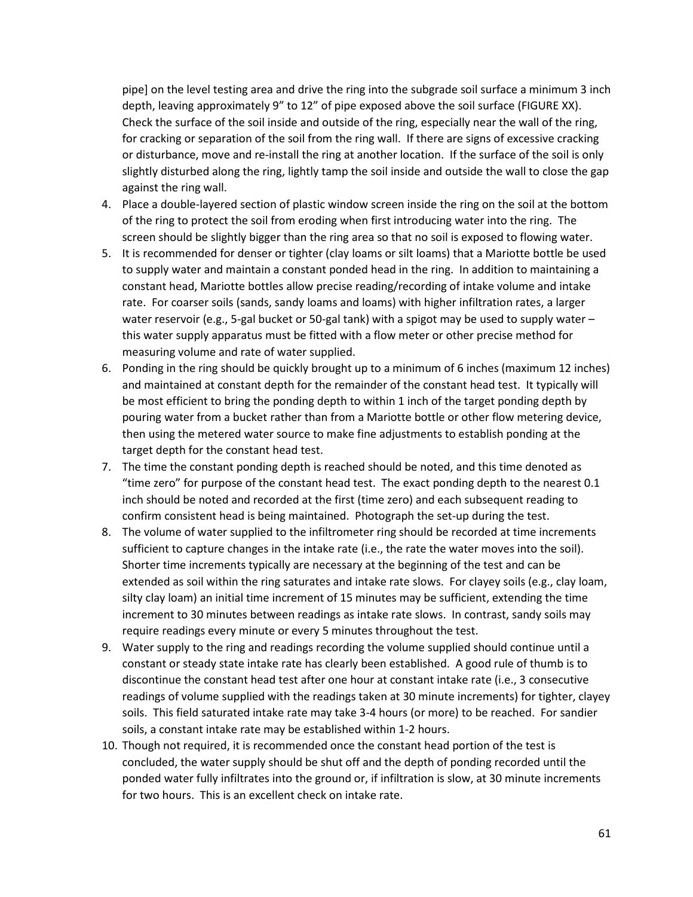pipe] on the level testing area and drive the ring into the subgrade soil surface a minimum 3 inch depth, leaving approximately 9" to 12" of pipe exposed above the soil surface (FIGURE XX). Check the surface of the soil inside and outside of the ring, especially near the wall of the ring, for cracking or separation of the soil from the ring wall. If there are signs of excessive cracking or disturbance, move and re-install the ring at another location. If the surface of the soil is only slightly disturbed along the ring, lightly tamp the soil inside and outside the wall to close the gap against the ring wall.

4. Place a double-layered section of plastic window screen inside the ring on the soil at the bottom of the ring to protect the soil from eroding when first introducing water into the ring. The screen should be slightly bigger than the ring area so that no soil is exposed to flowing water.
5. It is recommended for denser or tighter (clay loams or silt loams) that a Mariotte bottle be used to supply water and maintain a constant ponded head in the ring. In addition to maintaining a constant head, Mariotte bottles allow precise reading/recording of intake volume and intake rate. For coarser soils (sands, sandy loams and loams) with higher infiltration rates, a larger water reservoir (e.g., 5-gal bucket or 50-gal tank) with a spigot may be used to supply water – this water supply apparatus must be fitted with a flow meter or other precise method for measuring volume and rate of water supplied.
6. Ponding in the ring should be quickly brought up to a minimum of 6 inches (maximum 12 inches) and maintained at constant depth for the remainder of the constant head test. It typically will be most efficient to bring the ponding depth to within 1 inch of the target ponding depth by pouring water from a bucket rather than from a Mariotte bottle or other flow metering device, then using the metered water source to make fine adjustments to establish ponding at the target depth for the constant head test.
7. The time the constant ponding depth is reached should be noted, and this time denoted as "time zero" for purpose of the constant head test. The exact ponding depth to the nearest 0.1 inch should be noted and recorded at the first (time zero) and each subsequent reading to confirm consistent head is being maintained. Photograph the set-up during the test.
8. The volume of water supplied to the infiltrometer ring should be recorded at time increments sufficient to capture changes in the intake rate (i.e., the rate the water moves into the soil). Shorter time increments typically are necessary at the beginning of the test and can be extended as soil within the ring saturates and intake rate slows. For clayey soils (e.g., clay loam, silty clay loam) an initial time increment of 15 minutes may be sufficient, extending the time increment to 30 minutes between readings as intake rate slows. In contrast, sandy soils may require readings every minute or every 5 minutes throughout the test.
9. Water supply to the ring and readings recording the volume supplied should continue until a constant or steady state intake rate has clearly been established. A good rule of thumb is to discontinue the constant head test after one hour at constant intake rate (i.e., 3 consecutive readings of volume supplied with the readings taken at 30 minute increments) for tighter, clayey soils. This field saturated intake rate may take 3-4 hours (or more) to be reached. For sandier soils, a constant intake rate may be established within 1-2 hours.
10. Though not required, it is recommended once the constant head portion of the test is concluded, the water supply should be shut off and the depth of ponding recorded until the ponded water fully infiltrates into the ground or, if infiltration is slow, at 30 minute increments for two hours. This is an excellent check on intake rate.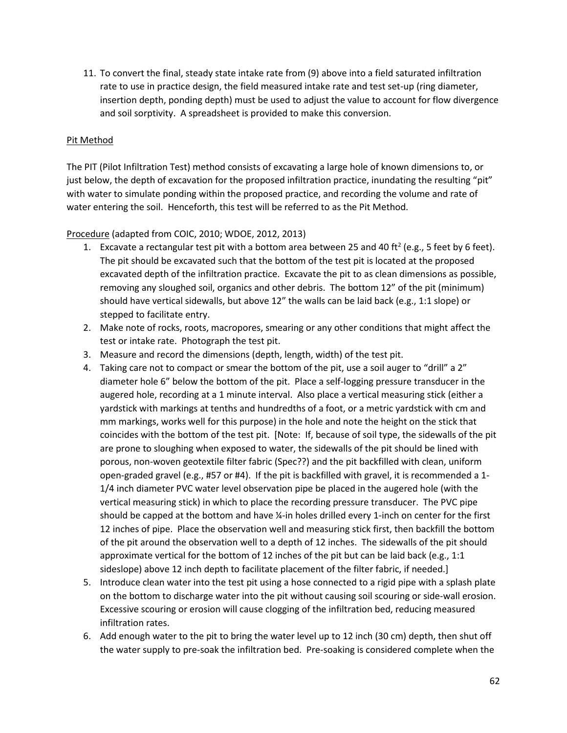11. To convert the final, steady state intake rate from (9) above into a field saturated infiltration rate to use in practice design, the field measured intake rate and test set-up (ring diameter, insertion depth, ponding depth) must be used to adjust the value to account for flow divergence and soil sorptivity. A spreadsheet is provided to make this conversion.

Pit Method

The PIT (Pilot Infiltration Test) method consists of excavating a large hole of known dimensions to, or just below, the depth of excavation for the proposed infiltration practice, inundating the resulting "pit" with water to simulate ponding within the proposed practice, and recording the volume and rate of water entering the soil. Henceforth, this test will be referred to as the Pit Method.

Procedure (adapted from COIC, 2010; WDOE, 2012, 2013)

1. Excavate a rectangular test pit with a bottom area between 25 and 40 $ft^2$ (e.g., 5 feet by 6 feet). The pit should be excavated such that the bottom of the test pit is located at the proposed excavated depth of the infiltration practice. Excavate the pit to as clean dimensions as possible, removing any sloughed soil, organics and other debris. The bottom 12" of the pit (minimum) should have vertical sidewalls, but above 12" the walls can be laid back (e.g., 1:1 slope) or stepped to facilitate entry.
2. Make note of rocks, roots, macropores, smearing or any other conditions that might affect the test or intake rate. Photograph the test pit.
3. Measure and record the dimensions (depth, length, width) of the test pit.
4. Taking care not to compact or smear the bottom of the pit, use a soil auger to "drill" a 2" diameter hole 6" below the bottom of the pit. Place a self-logging pressure transducer in the augered hole, recording at a 1 minute interval. Also place a vertical measuring stick (either a yardstick with markings at tenths and hundredths of a foot, or a metric yardstick with cm and mm markings, works well for this purpose) in the hole and note the height on the stick that coincides with the bottom of the test pit. [Note: If, because of soil type, the sidewalls of the pit are prone to sloughing when exposed to water, the sidewalls of the pit should be lined with porous, non-woven geotextile filter fabric (Spec??) and the pit backfilled with clean, uniform open-graded gravel (e.g., #57 or #4). If the pit is backfilled with gravel, it is recommended a 1-1/4 inch diameter PVC water level observation pipe be placed in the augered hole (with the vertical measuring stick) in which to place the recording pressure transducer. The PVC pipe should be capped at the bottom and have ¼-in holes drilled every 1-inch on center for the first 12 inches of pipe. Place the observation well and measuring stick first, then backfill the bottom of the pit around the observation well to a depth of 12 inches. The sidewalls of the pit should approximate vertical for the bottom of 12 inches of the pit but can be laid back (e.g., 1:1 sideslope) above 12 inch depth to facilitate placement of the filter fabric, if needed.]
5. Introduce clean water into the test pit using a hose connected to a rigid pipe with a splash plate on the bottom to discharge water into the pit without causing soil scouring or side-wall erosion. Excessive scouring or erosion will cause clogging of the infiltration bed, reducing measured infiltration rates.
6. Add enough water to the pit to bring the water level up to 12 inch (30 cm) depth, then shut off the water supply to pre-soak the infiltration bed. Pre-soaking is considered complete when the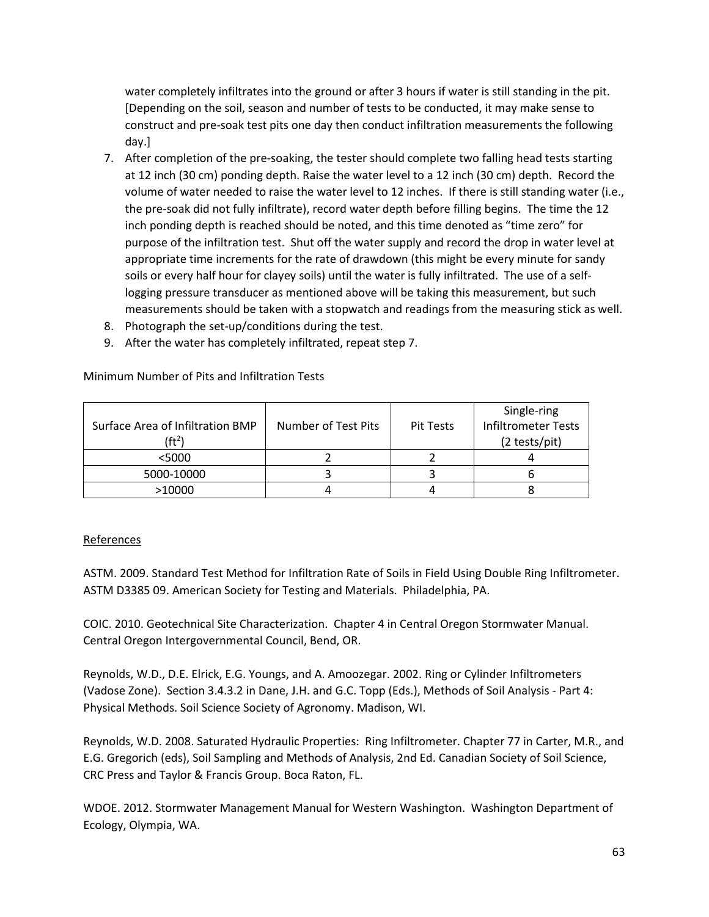water completely infiltrates into the ground or after 3 hours if water is still standing in the pit. [Depending on the soil, season and number of tests to be conducted, it may make sense to construct and pre-soak test pits one day then conduct infiltration measurements the following day.]

7. After completion of the pre-soaking, the tester should complete two falling head tests starting at 12 inch (30 cm) ponding depth. Raise the water level to a 12 inch (30 cm) depth. Record the volume of water needed to raise the water level to 12 inches. If there is still standing water (i.e., the pre-soak did not fully infiltrate), record water depth before filling begins. The time the 12 inch ponding depth is reached should be noted, and this time denoted as "time zero" for purpose of the infiltration test. Shut off the water supply and record the drop in water level at appropriate time increments for the rate of drawdown (this might be every minute for sandy soils or every half hour for clayey soils) until the water is fully infiltrated. The use of a self-logging pressure transducer as mentioned above will be taking this measurement, but such measurements should be taken with a stopwatch and readings from the measuring stick as well.
8. Photograph the set-up/conditions during the test.
9. After the water has completely infiltrated, repeat step 7.

Minimum Number of Pits and Infiltration Tests

| Surface Area of Infiltration BMP ($ft^2$) | Number of Test Pits | Pit Tests | Single-ring Infiltrometer Tests (2 tests/pit) |
|---|---|---|---|
| <5000 | 2 | 2 | 4 |
| 5000-10000 | 3 | 3 | 6 |
| >10000 | 4 | 4 | 8 |

<u>References</u>

ASTM. 2009. Standard Test Method for Infiltration Rate of Soils in Field Using Double Ring Infiltrometer. ASTM D3385 09. American Society for Testing and Materials. Philadelphia, PA.

COIC. 2010. Geotechnical Site Characterization. Chapter 4 in Central Oregon Stormwater Manual. Central Oregon Intergovernmental Council, Bend, OR.

Reynolds, W.D., D.E. Elrick, E.G. Youngs, and A. Amoozegar. 2002. Ring or Cylinder Infiltrometers (Vadose Zone). Section 3.4.3.2 in Dane, J.H. and G.C. Topp (Eds.), Methods of Soil Analysis - Part 4: Physical Methods. Soil Science Society of Agronomy. Madison, WI.

Reynolds, W.D. 2008. Saturated Hydraulic Properties: Ring Infiltrometer. Chapter 77 in Carter, M.R., and E.G. Gregorich (eds), Soil Sampling and Methods of Analysis, 2nd Ed. Canadian Society of Soil Science, CRC Press and Taylor & Francis Group. Boca Raton, FL.

WDOE. 2012. Stormwater Management Manual for Western Washington. Washington Department of Ecology, Olympia, WA.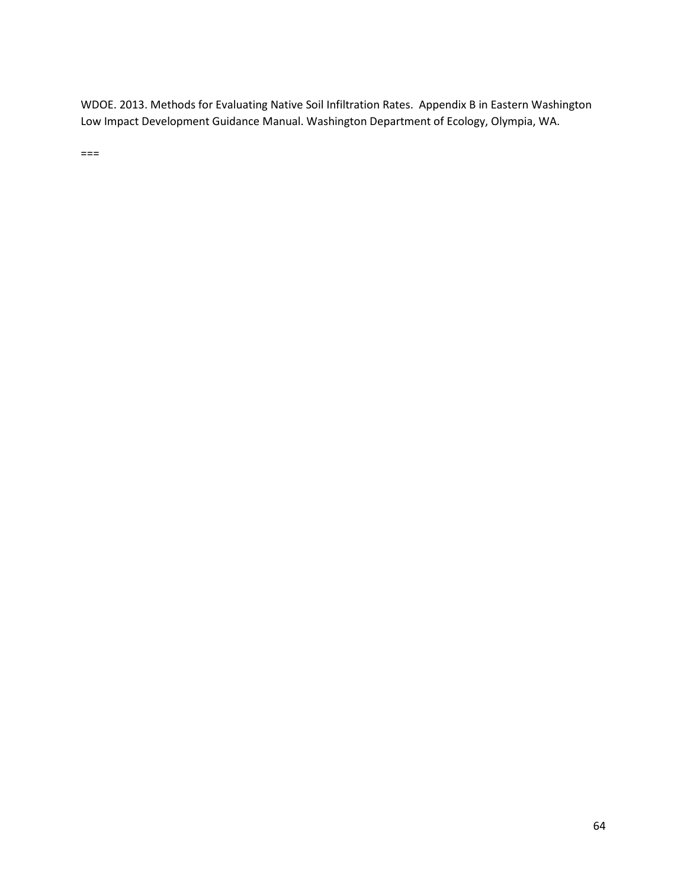WDOE. 2013. Methods for Evaluating Native Soil Infiltration Rates. Appendix B in Eastern Washington Low Impact Development Guidance Manual. Washington Department of Ecology, Olympia, WA.

===